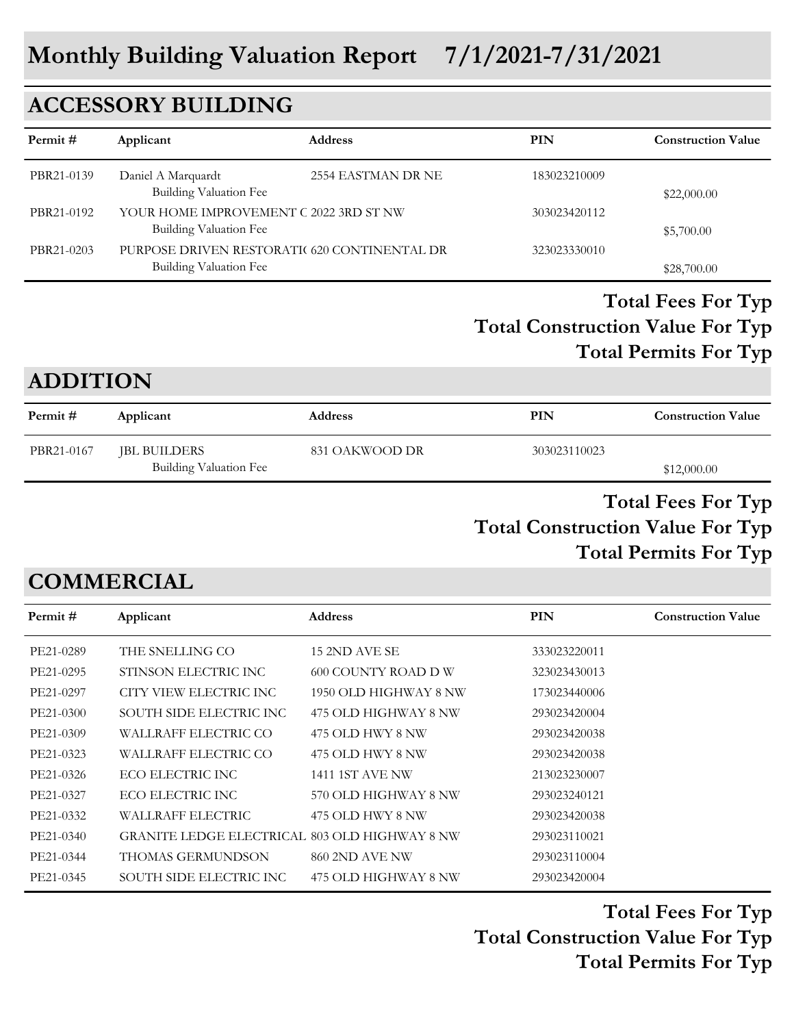# Monthly Building Valuation Report 7/1/2021-7/31/2021

## ACCESSORY BUILDING

| Permit # | Applicant | Address | PIN | Construction Value |
|---|---|---|---|---|
| PBR21-0139 | Daniel A Marquardt | 2554 EASTMAN DR NE | 183023210009 | |
| | Building Valuation Fee | | | $22,000.00 |
| PBR21-0192 | YOUR HOME IMPROVEMENT C | 2022 3RD ST NW | 303023420112 | |
| | Building Valuation Fee | | | $5,700.00 |
| PBR21-0203 | PURPOSE DRIVEN RESTORATI( | 620 CONTINENTAL DR | 323023330010 | |
| | Building Valuation Fee | | | $28,700.00 |

**Total Fees For Typ**

**Total Construction Value For Typ**

**Total Permits For Typ**

## ADDITION

| Permit # | Applicant | Address | PIN | Construction Value |
|---|---|---|---|---|
| PBR21-0167 | JBL BUILDERS | 831 OAKWOOD DR | 303023110023 | |
| | Building Valuation Fee | | | $12,000.00 |

**Total Fees For Typ**

**Total Construction Value For Typ**

**Total Permits For Typ**

## COMMERCIAL

| Permit # | Applicant | Address | PIN | Construction Value |
|---|---|---|---|---|
| PE21-0289 | THE SNELLING CO | 15 2ND AVE SE | 333023220011 | |
| PE21-0295 | STINSON ELECTRIC INC | 600 COUNTY ROAD D W | 323023430013 | |
| PE21-0297 | CITY VIEW ELECTRIC INC | 1950 OLD HIGHWAY 8 NW | 173023440006 | |
| PE21-0300 | SOUTH SIDE ELECTRIC INC | 475 OLD HIGHWAY 8 NW | 293023420004 | |
| PE21-0309 | WALLRAFF ELECTRIC CO | 475 OLD HWY 8 NW | 293023420038 | |
| PE21-0323 | WALLRAFF ELECTRIC CO | 475 OLD HWY 8 NW | 293023420038 | |
| PE21-0326 | ECO ELECTRIC INC | 1411 1ST AVE NW | 213023230007 | |
| PE21-0327 | ECO ELECTRIC INC | 570 OLD HIGHWAY 8 NW | 293023240121 | |
| PE21-0332 | WALLRAFF ELECTRIC | 475 OLD HWY 8 NW | 293023420038 | |
| PE21-0340 | GRANITE LEDGE ELECTRICAL | 803 OLD HIGHWAY 8 NW | 293023110021 | |
| PE21-0344 | THOMAS GERMUNDSON | 860 2ND AVE NW | 293023110004 | |
| PE21-0345 | SOUTH SIDE ELECTRIC INC | 475 OLD HIGHWAY 8 NW | 293023420004 | |

**Total Fees For Typ**

**Total Construction Value For Typ**

**Total Permits For Typ**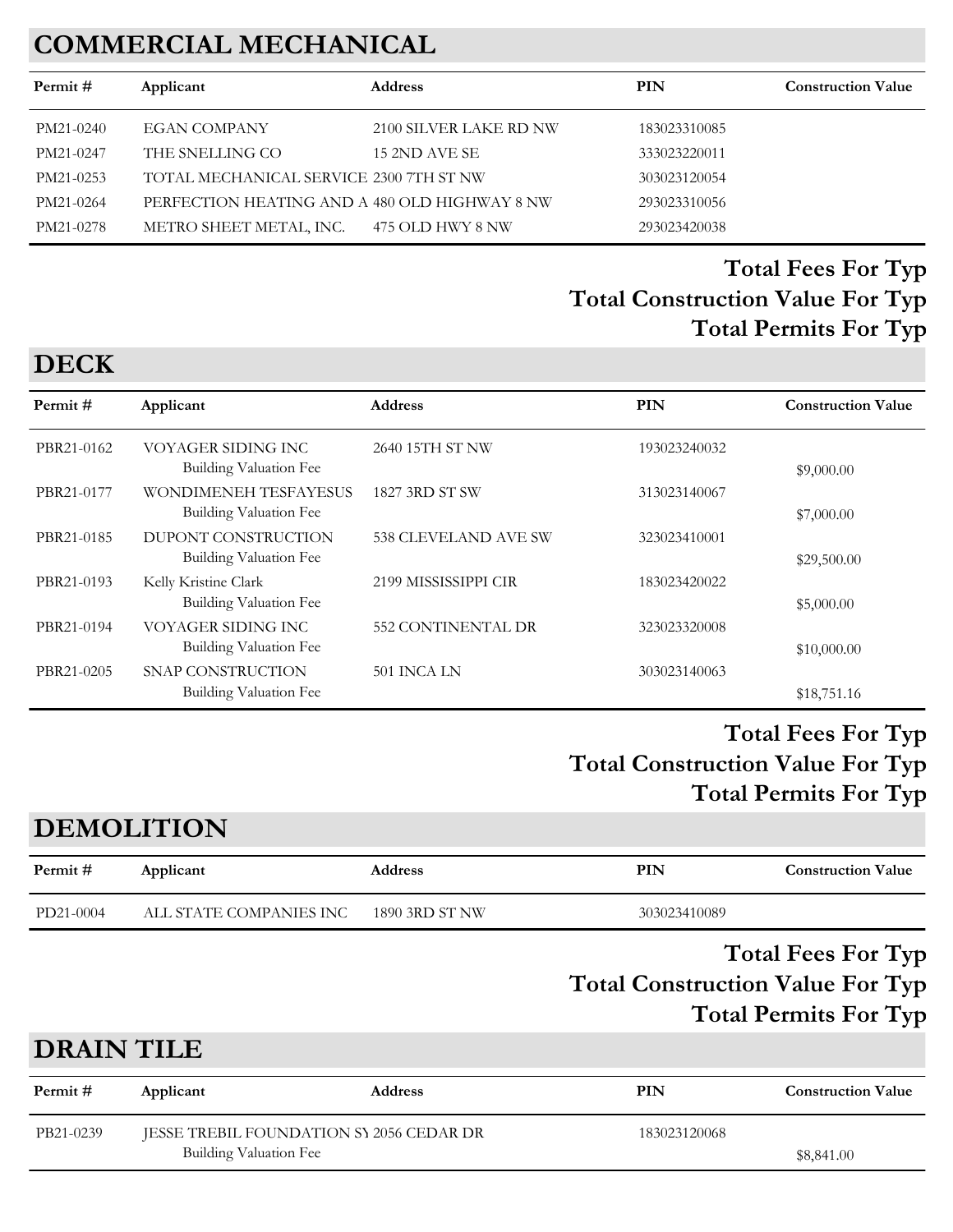## COMMERCIAL MECHANICAL

| Permit # | Applicant | Address | PIN | Construction Value |
|---|---|---|---|---|
| PM21-0240 | EGAN COMPANY | 2100 SILVER LAKE RD NW | 183023310085 | |
| PM21-0247 | THE SNELLING CO | 15 2ND AVE SE | 333023220011 | |
| PM21-0253 | TOTAL MECHANICAL SERVICE | 2300 7TH ST NW | 303023120054 | |
| PM21-0264 | PERFECTION HEATING AND A | 480 OLD HIGHWAY 8 NW | 293023310056 | |
| PM21-0278 | METRO SHEET METAL, INC. | 475 OLD HWY 8 NW | 293023420038 | |

**Total Fees For Typ**

**Total Construction Value For Typ**

**Total Permits For Typ**

## DECK

| Permit # | Applicant | Address | PIN | Construction Value |
|---|---|---|---|---|
| PBR21-0162 | VOYAGER SIDING INC | 2640 15TH ST NW | 193023240032 | |
| | Building Valuation Fee | | | $9,000.00 |
| PBR21-0177 | WONDIMENEH TESFAYESUS | 1827 3RD ST SW | 313023140067 | |
| | Building Valuation Fee | | | $7,000.00 |
| PBR21-0185 | DUPONT CONSTRUCTION | 538 CLEVELAND AVE SW | 323023410001 | |
| | Building Valuation Fee | | | $29,500.00 |
| PBR21-0193 | Kelly Kristine Clark | 2199 MISSISSIPPI CIR | 183023420022 | |
| | Building Valuation Fee | | | $5,000.00 |
| PBR21-0194 | VOYAGER SIDING INC | 552 CONTINENTAL DR | 323023320008 | |
| | Building Valuation Fee | | | $10,000.00 |
| PBR21-0205 | SNAP CONSTRUCTION | 501 INCA LN | 303023140063 | |
| | Building Valuation Fee | | | $18,751.16 |

**Total Fees For Typ**

**Total Construction Value For Typ**

**Total Permits For Typ**

## DEMOLITION

| Permit # | Applicant | Address | PIN | Construction Value |
|---|---|---|---|---|
| PD21-0004 | ALL STATE COMPANIES INC | 1890 3RD ST NW | 303023410089 | |

**Total Fees For Typ**

**Total Construction Value For Typ**

**Total Permits For Typ**

## DRAIN TILE

| Permit # | Applicant | Address | PIN | Construction Value |
|---|---|---|---|---|
| PB21-0239 | JESSE TREBIL FOUNDATION SY | 2056 CEDAR DR | 183023120068 | |
| | Building Valuation Fee | | | $8,841.00 |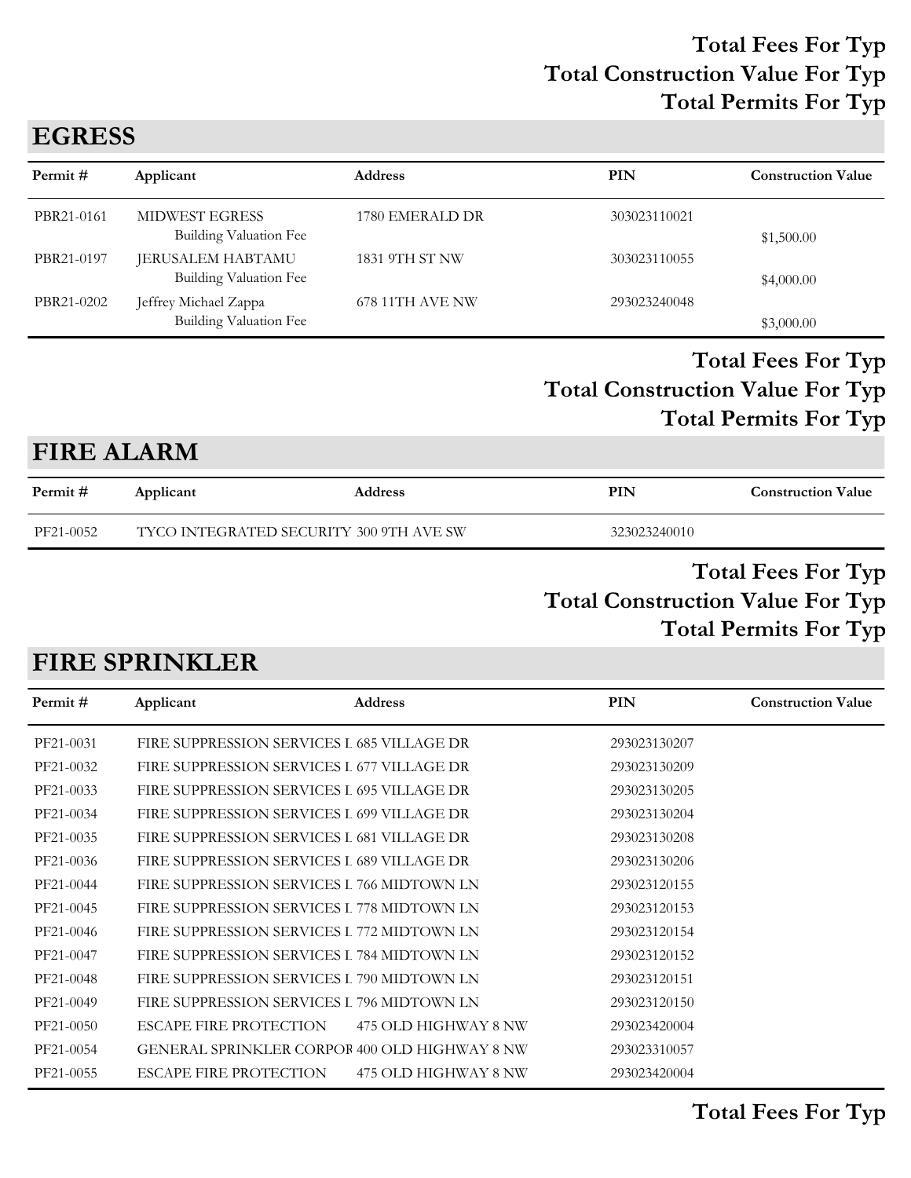**Total Fees For Typ**
**Total Construction Value For Typ**
**Total Permits For Typ**

## EGRESS

| Permit # | Applicant | Address | PIN | Construction Value |
|---|---|---|---|---|
| PBR21-0161 | MIDWEST EGRESS | 1780 EMERALD DR | 303023110021 | |
| | Building Valuation Fee | | | $1,500.00 |
| PBR21-0197 | JERUSALEM HABTAMU | 1831 9TH ST NW | 303023110055 | |
| | Building Valuation Fee | | | $4,000.00 |
| PBR21-0202 | Jeffrey Michael Zappa | 678 11TH AVE NW | 293023240048 | |
| | Building Valuation Fee | | | $3,000.00 |

**Total Fees For Typ**
**Total Construction Value For Typ**
**Total Permits For Typ**

## FIRE ALARM

| Permit # | Applicant | Address | PIN | Construction Value |
|---|---|---|---|---|
| PF21-0052 | TYCO INTEGRATED SECURITY | 300 9TH AVE SW | 323023240010 | |

**Total Fees For Typ**
**Total Construction Value For Typ**
**Total Permits For Typ**

## FIRE SPRINKLER

| Permit # | Applicant | Address | PIN | Construction Value |
|---|---|---|---|---|
| PF21-0031 | FIRE SUPPRESSION SERVICES I | 685 VILLAGE DR | 293023130207 | |
| PF21-0032 | FIRE SUPPRESSION SERVICES I | 677 VILLAGE DR | 293023130209 | |
| PF21-0033 | FIRE SUPPRESSION SERVICES I | 695 VILLAGE DR | 293023130205 | |
| PF21-0034 | FIRE SUPPRESSION SERVICES I | 699 VILLAGE DR | 293023130204 | |
| PF21-0035 | FIRE SUPPRESSION SERVICES I | 681 VILLAGE DR | 293023130208 | |
| PF21-0036 | FIRE SUPPRESSION SERVICES I | 689 VILLAGE DR | 293023130206 | |
| PF21-0044 | FIRE SUPPRESSION SERVICES I | 766 MIDTOWN LN | 293023120155 | |
| PF21-0045 | FIRE SUPPRESSION SERVICES I | 778 MIDTOWN LN | 293023120153 | |
| PF21-0046 | FIRE SUPPRESSION SERVICES I | 772 MIDTOWN LN | 293023120154 | |
| PF21-0047 | FIRE SUPPRESSION SERVICES I | 784 MIDTOWN LN | 293023120152 | |
| PF21-0048 | FIRE SUPPRESSION SERVICES I | 790 MIDTOWN LN | 293023120151 | |
| PF21-0049 | FIRE SUPPRESSION SERVICES I | 796 MIDTOWN LN | 293023120150 | |
| PF21-0050 | ESCAPE FIRE PROTECTION | 475 OLD HIGHWAY 8 NW | 293023420004 | |
| PF21-0054 | GENERAL SPRINKLER CORPOR | 400 OLD HIGHWAY 8 NW | 293023310057 | |
| PF21-0055 | ESCAPE FIRE PROTECTION | 475 OLD HIGHWAY 8 NW | 293023420004 | |

**Total Fees For Typ**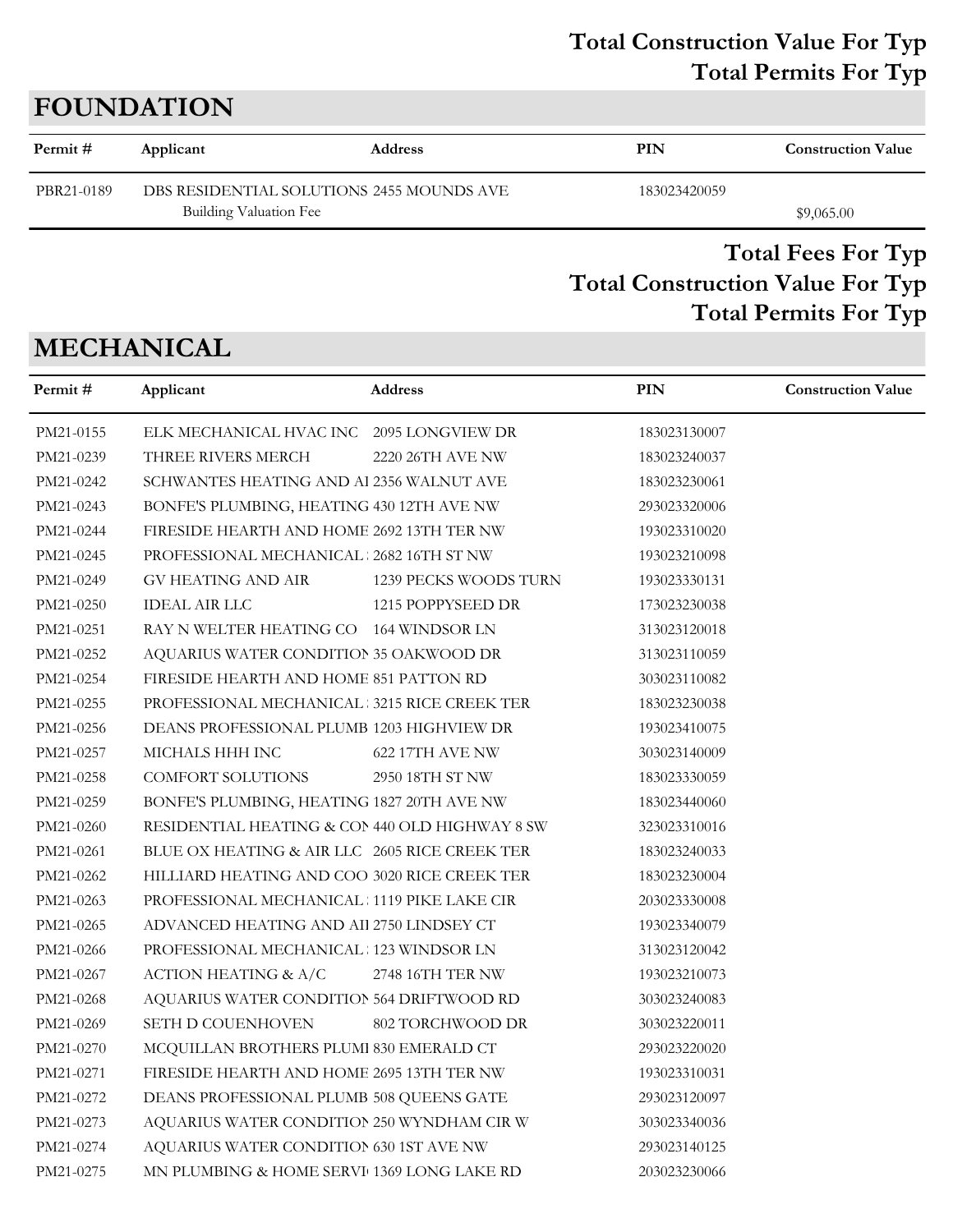**Total Construction Value For Typ**
**Total Permits For Typ**

## FOUNDATION

| Permit # | Applicant | Address | PIN | Construction Value |
|---|---|---|---|---|
| PBR21-0189 | DBS RESIDENTIAL SOLUTIONS | 2455 MOUNDS AVE | 183023420059 | |
| | Building Valuation Fee | | | $9,065.00 |

**Total Fees For Typ**
**Total Construction Value For Typ**
**Total Permits For Typ**

## MECHANICAL

| Permit # | Applicant | Address | PIN | Construction Value |
|---|---|---|---|---|
| PM21-0155 | ELK MECHANICAL HVAC INC | 2095 LONGVIEW DR | 183023130007 | |
| PM21-0239 | THREE RIVERS MERCH | 2220 26TH AVE NW | 183023240037 | |
| PM21-0242 | SCHWANTES HEATING AND AI | 2356 WALNUT AVE | 183023230061 | |
| PM21-0243 | BONFE'S PLUMBING, HEATING | 430 12TH AVE NW | 293023320006 | |
| PM21-0244 | FIRESIDE HEARTH AND HOME | 2692 13TH TER NW | 193023310020 | |
| PM21-0245 | PROFESSIONAL MECHANICAL | 2682 16TH ST NW | 193023210098 | |
| PM21-0249 | GV HEATING AND AIR | 1239 PECKS WOODS TURN | 193023330131 | |
| PM21-0250 | IDEAL AIR LLC | 1215 POPPYSEED DR | 173023230038 | |
| PM21-0251 | RAY N WELTER HEATING CO | 164 WINDSOR LN | 313023120018 | |
| PM21-0252 | AQUARIUS WATER CONDITION | 35 OAKWOOD DR | 313023110059 | |
| PM21-0254 | FIRESIDE HEARTH AND HOME | 851 PATTON RD | 303023110082 | |
| PM21-0255 | PROFESSIONAL MECHANICAL | 3215 RICE CREEK TER | 183023230038 | |
| PM21-0256 | DEANS PROFESSIONAL PLUMB | 1203 HIGHVIEW DR | 193023410075 | |
| PM21-0257 | MICHALS HHH INC | 622 17TH AVE NW | 303023140009 | |
| PM21-0258 | COMFORT SOLUTIONS | 2950 18TH ST NW | 183023330059 | |
| PM21-0259 | BONFE'S PLUMBING, HEATING | 1827 20TH AVE NW | 183023440060 | |
| PM21-0260 | RESIDENTIAL HEATING & CON | 440 OLD HIGHWAY 8 SW | 323023310016 | |
| PM21-0261 | BLUE OX HEATING & AIR LLC | 2605 RICE CREEK TER | 183023240033 | |
| PM21-0262 | HILLIARD HEATING AND COO | 3020 RICE CREEK TER | 183023230004 | |
| PM21-0263 | PROFESSIONAL MECHANICAL | 1119 PIKE LAKE CIR | 203023330008 | |
| PM21-0265 | ADVANCED HEATING AND AI | 2750 LINDSEY CT | 193023340079 | |
| PM21-0266 | PROFESSIONAL MECHANICAL | 123 WINDSOR LN | 313023120042 | |
| PM21-0267 | ACTION HEATING & A/C | 2748 16TH TER NW | 193023210073 | |
| PM21-0268 | AQUARIUS WATER CONDITION | 564 DRIFTWOOD RD | 303023240083 | |
| PM21-0269 | SETH D COUENHOVEN | 802 TORCHWOOD DR | 303023220011 | |
| PM21-0270 | MCQUILLAN BROTHERS PLUMI | 830 EMERALD CT | 293023220020 | |
| PM21-0271 | FIRESIDE HEARTH AND HOME | 2695 13TH TER NW | 193023310031 | |
| PM21-0272 | DEANS PROFESSIONAL PLUMB | 508 QUEENS GATE | 293023120097 | |
| PM21-0273 | AQUARIUS WATER CONDITION | 250 WYNDHAM CIR W | 303023340036 | |
| PM21-0274 | AQUARIUS WATER CONDITION | 630 1ST AVE NW | 293023140125 | |
| PM21-0275 | MN PLUMBING & HOME SERVI | 1369 LONG LAKE RD | 203023230066 | |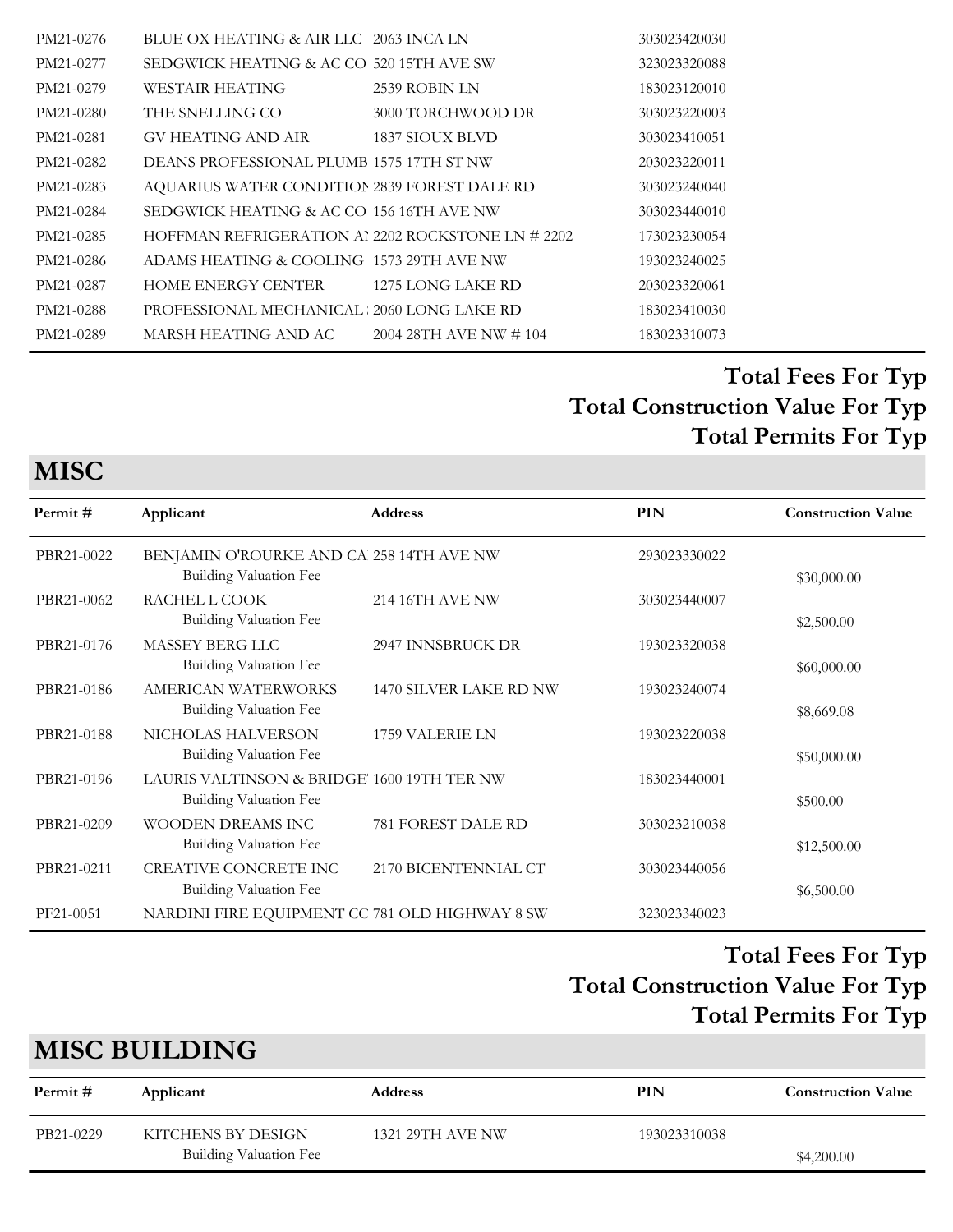| Permit # | Applicant | Address | PIN | Construction Value |
|---|---|---|---|---|
| PM21-0276 | BLUE OX HEATING & AIR LLC | 2063 INCA LN | 303023420030 | |
| PM21-0277 | SEDGWICK HEATING & AC CO | 520 15TH AVE SW | 323023320088 | |
| PM21-0279 | WESTAIR HEATING | 2539 ROBIN LN | 183023120010 | |
| PM21-0280 | THE SNELLING CO | 3000 TORCHWOOD DR | 303023220003 | |
| PM21-0281 | GV HEATING AND AIR | 1837 SIOUX BLVD | 303023410051 | |
| PM21-0282 | DEANS PROFESSIONAL PLUMB | 1575 17TH ST NW | 203023220011 | |
| PM21-0283 | AQUARIUS WATER CONDITIOI | 2839 FOREST DALE RD | 303023240040 | |
| PM21-0284 | SEDGWICK HEATING & AC CO | 156 16TH AVE NW | 303023440010 | |
| PM21-0285 | HOFFMAN REFRIGERATION AI | 2202 ROCKSTONE LN # 2202 | 173023230054 | |
| PM21-0286 | ADAMS HEATING & COOLING | 1573 29TH AVE NW | 193023240025 | |
| PM21-0287 | HOME ENERGY CENTER | 1275 LONG LAKE RD | 203023320061 | |
| PM21-0288 | PROFESSIONAL MECHANICAL | 2060 LONG LAKE RD | 183023410030 | |
| PM21-0289 | MARSH HEATING AND AC | 2004 28TH AVE NW # 104 | 183023310073 | |

**Total Fees For Typ**
**Total Construction Value For Typ**
**Total Permits For Typ**

## MISC

| Permit # | Applicant | Address | PIN | Construction Value |
|---|---|---|---|---|
| PBR21-0022 | BENJAMIN O'ROURKE AND CA<br>Building Valuation Fee | 258 14TH AVE NW | 293023330022 | $30,000.00 |
| PBR21-0062 | RACHEL L COOK<br>Building Valuation Fee | 214 16TH AVE NW | 303023440007 | $2,500.00 |
| PBR21-0176 | MASSEY BERG LLC<br>Building Valuation Fee | 2947 INNSBRUCK DR | 193023320038 | $60,000.00 |
| PBR21-0186 | AMERICAN WATERWORKS<br>Building Valuation Fee | 1470 SILVER LAKE RD NW | 193023240074 | $8,669.08 |
| PBR21-0188 | NICHOLAS HALVERSON<br>Building Valuation Fee | 1759 VALERIE LN | 193023220038 | $50,000.00 |
| PBR21-0196 | LAURIS VALTINSON & BRIDGE<br>Building Valuation Fee | 1600 19TH TER NW | 183023440001 | $500.00 |
| PBR21-0209 | WOODEN DREAMS INC<br>Building Valuation Fee | 781 FOREST DALE RD | 303023210038 | $12,500.00 |
| PBR21-0211 | CREATIVE CONCRETE INC<br>Building Valuation Fee | 2170 BICENTENNIAL CT | 303023440056 | $6,500.00 |
| PF21-0051 | NARDINI FIRE EQUIPMENT CC | 781 OLD HIGHWAY 8 SW | 323023340023 | |

**Total Fees For Typ**
**Total Construction Value For Typ**
**Total Permits For Typ**

## MISC BUILDING

| Permit # | Applicant | Address | PIN | Construction Value |
|---|---|---|---|---|
| PB21-0229 | KITCHENS BY DESIGN<br>Building Valuation Fee | 1321 29TH AVE NW | 193023310038 | $4,200.00 |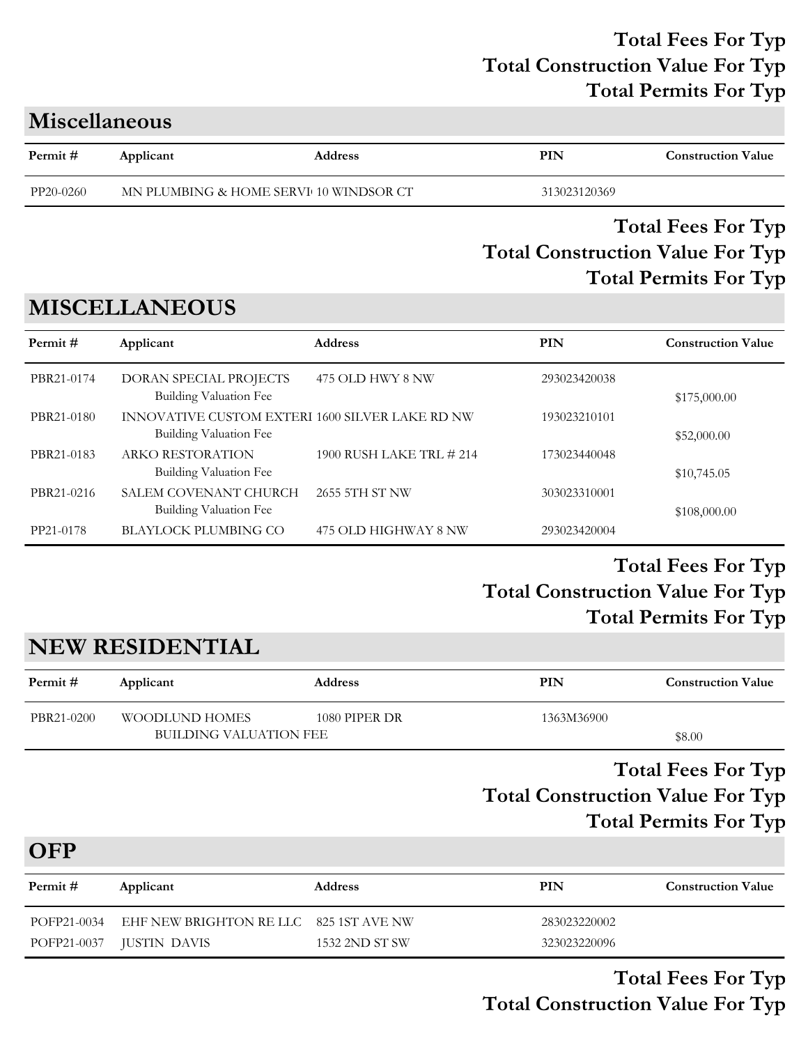**Total Fees For Typ**
**Total Construction Value For Typ**
**Total Permits For Typ**

## Miscellaneous

| Permit # | Applicant | Address | PIN | Construction Value |
|---|---|---|---|---|
| PP20-0260 | MN PLUMBING & HOME SERVI | 10 WINDSOR CT | 313023120369 | |

**Total Fees For Typ**
**Total Construction Value For Typ**
**Total Permits For Typ**

## MISCELLANEOUS

| Permit # | Applicant | Address | PIN | Construction Value |
|---|---|---|---|---|
| PBR21-0174 | DORAN SPECIAL PROJECTS | 475 OLD HWY 8 NW | 293023420038 | |
| | Building Valuation Fee | | | $175,000.00 |
| PBR21-0180 | INNOVATIVE CUSTOM EXTERI | 1600 SILVER LAKE RD NW | 193023210101 | |
| | Building Valuation Fee | | | $52,000.00 |
| PBR21-0183 | ARKO RESTORATION | 1900 RUSH LAKE TRL # 214 | 173023440048 | |
| | Building Valuation Fee | | | $10,745.05 |
| PBR21-0216 | SALEM COVENANT CHURCH | 2655 5TH ST NW | 303023310001 | |
| | Building Valuation Fee | | | $108,000.00 |
| PP21-0178 | BLAYLOCK PLUMBING CO | 475 OLD HIGHWAY 8 NW | 293023420004 | |

**Total Fees For Typ**
**Total Construction Value For Typ**
**Total Permits For Typ**

## NEW RESIDENTIAL

| Permit # | Applicant | Address | PIN | Construction Value |
|---|---|---|---|---|
| PBR21-0200 | WOODLUND HOMES | 1080 PIPER DR | 1363M36900 | |
| | BUILDING VALUATION FEE | | | $8.00 |

**Total Fees For Typ**
**Total Construction Value For Typ**
**Total Permits For Typ**

## OFP

| Permit # | Applicant | Address | PIN | Construction Value |
|---|---|---|---|---|
| POFP21-0034 | EHF NEW BRIGHTON RE LLC | 825 1ST AVE NW | 283023220002 | |
| POFP21-0037 | JUSTIN DAVIS | 1532 2ND ST SW | 323023220096 | |

**Total Fees For Typ**
**Total Construction Value For Typ**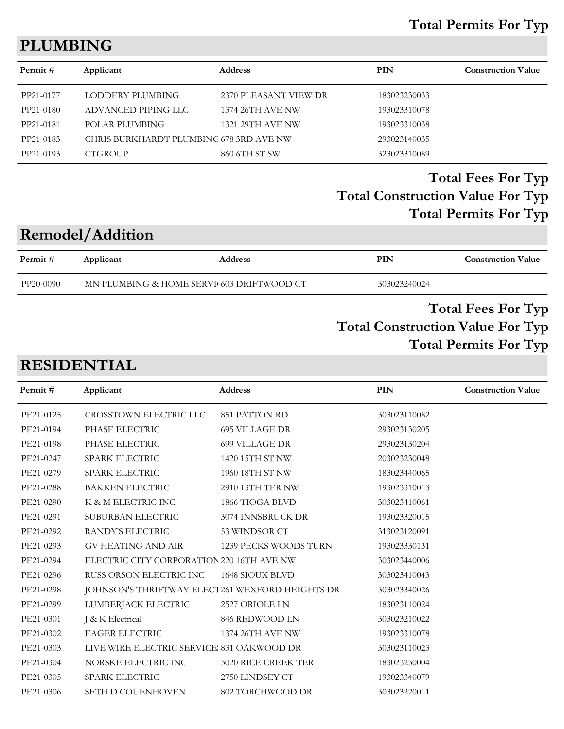**Total Permits For Typ**

## PLUMBING

| Permit # | Applicant | Address | PIN | Construction Value |
|---|---|---|---|---|
| PP21-0177 | LODDERY PLUMBING | 2370 PLEASANT VIEW DR | 183023230033 | |
| PP21-0180 | ADVANCED PIPING LLC | 1374 26TH AVE NW | 193023310078 | |
| PP21-0181 | POLAR PLUMBING | 1321 29TH AVE NW | 193023310038 | |
| PP21-0183 | CHRIS BURKHARDT PLUMBINC | 678 3RD AVE NW | 293023140035 | |
| PP21-0193 | CTGROUP | 860 6TH ST SW | 323023310089 | |

**Total Fees For Typ**

**Total Construction Value For Typ**

**Total Permits For Typ**

## Remodel/Addition

| Permit # | Applicant | Address | PIN | Construction Value |
|---|---|---|---|---|
| PP20-0090 | MN PLUMBING & HOME SERVI | 603 DRIFTWOOD CT | 303023240024 | |

**Total Fees For Typ**

**Total Construction Value For Typ**

**Total Permits For Typ**

## RESIDENTIAL

| Permit # | Applicant | Address | PIN | Construction Value |
|---|---|---|---|---|
| PE21-0125 | CROSSTOWN ELECTRIC LLC | 851 PATTON RD | 303023110082 | |
| PE21-0194 | PHASE ELECTRIC | 695 VILLAGE DR | 293023130205 | |
| PE21-0198 | PHASE ELECTRIC | 699 VILLAGE DR | 293023130204 | |
| PE21-0247 | SPARK ELECTRIC | 1420 15TH ST NW | 203023230048 | |
| PE21-0279 | SPARK ELECTRIC | 1960 18TH ST NW | 183023440065 | |
| PE21-0288 | BAKKEN ELECTRIC | 2910 13TH TER NW | 193023310013 | |
| PE21-0290 | K & M ELECTRIC INC | 1866 TIOGA BLVD | 303023410061 | |
| PE21-0291 | SUBURBAN ELECTRIC | 3074 INNSBRUCK DR | 193023320015 | |
| PE21-0292 | RANDY'S ELECTRIC | 53 WINDSOR CT | 313023120091 | |
| PE21-0293 | GV HEATING AND AIR | 1239 PECKS WOODS TURN | 193023330131 | |
| PE21-0294 | ELECTRIC CITY CORPORATION | 220 16TH AVE NW | 303023440006 | |
| PE21-0296 | RUSS ORSON ELECTRIC INC | 1648 SIOUX BLVD | 303023410043 | |
| PE21-0298 | JOHNSON'S THRIFTWAY ELECT | 261 WEXFORD HEIGHTS DR | 303023340026 | |
| PE21-0299 | LUMBERJACK ELECTRIC | 2527 ORIOLE LN | 183023110024 | |
| PE21-0301 | J & K Electrical | 846 REDWOOD LN | 303023210022 | |
| PE21-0302 | EAGER ELECTRIC | 1374 26TH AVE NW | 193023310078 | |
| PE21-0303 | LIVE WIRE ELECTRIC SERVICE | 831 OAKWOOD DR | 303023110023 | |
| PE21-0304 | NORSKE ELECTRIC INC | 3020 RICE CREEK TER | 183023230004 | |
| PE21-0305 | SPARK ELECTRIC | 2750 LINDSEY CT | 193023340079 | |
| PE21-0306 | SETH D COUENHOVEN | 802 TORCHWOOD DR | 303023220011 | |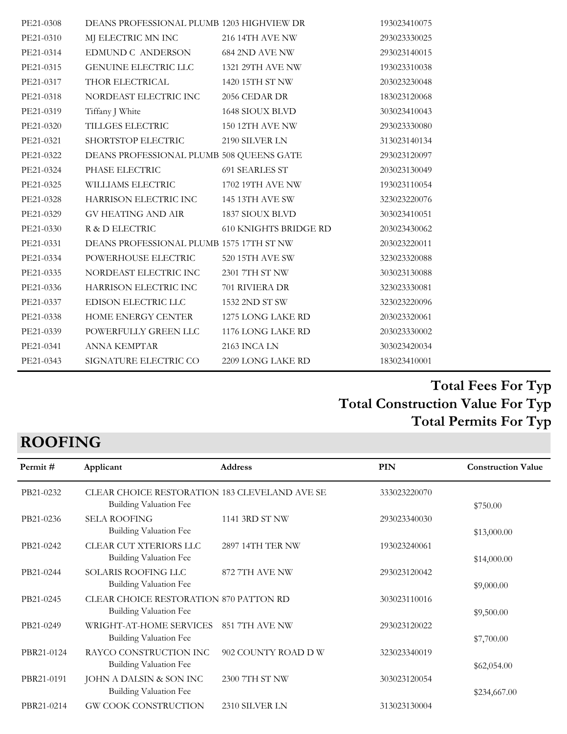| Permit # | Applicant | Address | PIN | Construction Value |
|---|---|---|---|---|
| PE21-0308 | DEANS PROFESSIONAL PLUMB | 1203 HIGHVIEW DR | 193023410075 | |
| PE21-0310 | MJ ELECTRIC MN INC | 216 14TH AVE NW | 293023330025 | |
| PE21-0314 | EDMUND C ANDERSON | 684 2ND AVE NW | 293023140015 | |
| PE21-0315 | GENUINE ELECTRIC LLC | 1321 29TH AVE NW | 193023310038 | |
| PE21-0317 | THOR ELECTRICAL | 1420 15TH ST NW | 203023230048 | |
| PE21-0318 | NORDEAST ELECTRIC INC | 2056 CEDAR DR | 183023120068 | |
| PE21-0319 | Tiffany J White | 1648 SIOUX BLVD | 303023410043 | |
| PE21-0320 | TILLGES ELECTRIC | 150 12TH AVE NW | 293023330080 | |
| PE21-0321 | SHORTSTOP ELECTRIC | 2190 SILVER LN | 313023140134 | |
| PE21-0322 | DEANS PROFESSIONAL PLUMB | 508 QUEENS GATE | 293023120097 | |
| PE21-0324 | PHASE ELECTRIC | 691 SEARLES ST | 203023130049 | |
| PE21-0325 | WILLIAMS ELECTRIC | 1702 19TH AVE NW | 193023110054 | |
| PE21-0328 | HARRISON ELECTRIC INC | 145 13TH AVE SW | 323023220076 | |
| PE21-0329 | GV HEATING AND AIR | 1837 SIOUX BLVD | 303023410051 | |
| PE21-0330 | R & D ELECTRIC | 610 KNIGHTS BRIDGE RD | 203023430062 | |
| PE21-0331 | DEANS PROFESSIONAL PLUMB | 1575 17TH ST NW | 203023220011 | |
| PE21-0334 | POWERHOUSE ELECTRIC | 520 15TH AVE SW | 323023320088 | |
| PE21-0335 | NORDEAST ELECTRIC INC | 2301 7TH ST NW | 303023130088 | |
| PE21-0336 | HARRISON ELECTRIC INC | 701 RIVIERA DR | 323023330081 | |
| PE21-0337 | EDISON ELECTRIC LLC | 1532 2ND ST SW | 323023220096 | |
| PE21-0338 | HOME ENERGY CENTER | 1275 LONG LAKE RD | 203023320061 | |
| PE21-0339 | POWERFULLY GREEN LLC | 1176 LONG LAKE RD | 203023330002 | |
| PE21-0341 | ANNA KEMPTAR | 2163 INCA LN | 303023420034 | |
| PE21-0343 | SIGNATURE ELECTRIC CO | 2209 LONG LAKE RD | 183023410001 | |

**Total Fees For Typ**

**Total Construction Value For Typ**

**Total Permits For Typ**

## ROOFING

| Permit # | Applicant | Address | PIN | Construction Value |
|---|---|---|---|---|
| PB21-0232 | CLEAR CHOICE RESTORATION | 183 CLEVELAND AVE SE | 333023220070 | |
| | Building Valuation Fee | | | $750.00 |
| PB21-0236 | SELA ROOFING | 1141 3RD ST NW | 293023340030 | |
| | Building Valuation Fee | | | $13,000.00 |
| PB21-0242 | CLEAR CUT XTERIORS LLC | 2897 14TH TER NW | 193023240061 | |
| | Building Valuation Fee | | | $14,000.00 |
| PB21-0244 | SOLARIS ROOFING LLC | 872 7TH AVE NW | 293023120042 | |
| | Building Valuation Fee | | | $9,000.00 |
| PB21-0245 | CLEAR CHOICE RESTORATION | 870 PATTON RD | 303023110016 | |
| | Building Valuation Fee | | | $9,500.00 |
| PB21-0249 | WRIGHT-AT-HOME SERVICES | 851 7TH AVE NW | 293023120022 | |
| | Building Valuation Fee | | | $7,700.00 |
| PBR21-0124 | RAYCO CONSTRUCTION INC | 902 COUNTY ROAD D W | 323023340019 | |
| | Building Valuation Fee | | | $62,054.00 |
| PBR21-0191 | JOHN A DALSIN & SON INC | 2300 7TH ST NW | 303023120054 | |
| | Building Valuation Fee | | | $234,667.00 |
| PBR21-0214 | GW COOK CONSTRUCTION | 2310 SILVER LN | 313023130004 | |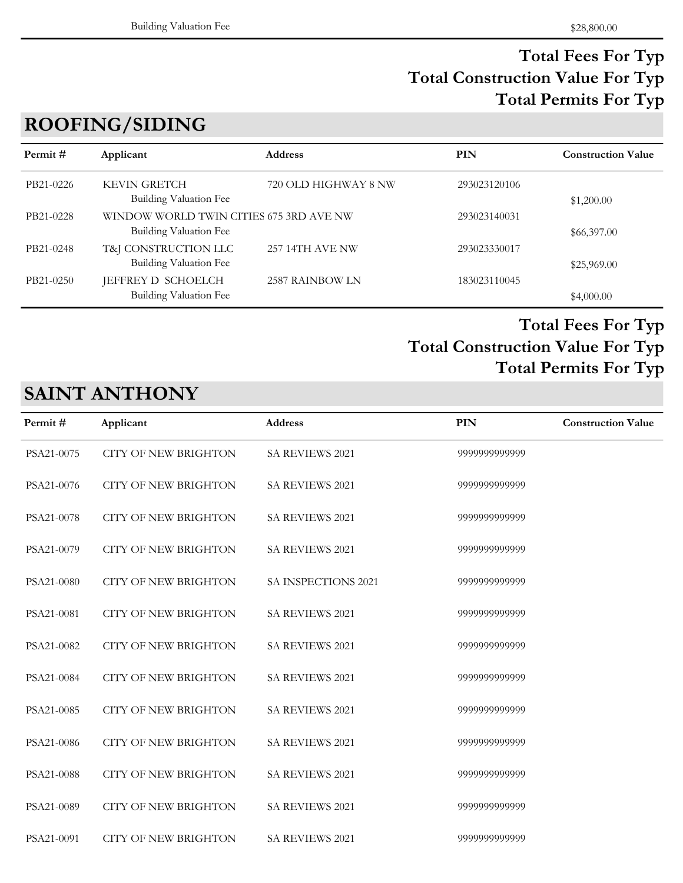| | | | | |
|---|---|---|---|---|
| | Building Valuation Fee | | | $28,800.00 |

**Total Fees For Typ**
**Total Construction Value For Typ**
**Total Permits For Typ**

## ROOFING/SIDING

| Permit # | Applicant | Address | PIN | Construction Value |
|---|---|---|---|---|
| PB21-0226 | KEVIN GRETCH | 720 OLD HIGHWAY 8 NW | 293023120106 | |
| | Building Valuation Fee | | | $1,200.00 |
| PB21-0228 | WINDOW WORLD TWIN CITIES | 675 3RD AVE NW | 293023140031 | |
| | Building Valuation Fee | | | $66,397.00 |
| PB21-0248 | T&J CONSTRUCTION LLC | 257 14TH AVE NW | 293023330017 | |
| | Building Valuation Fee | | | $25,969.00 |
| PB21-0250 | JEFFREY D SCHOELCH | 2587 RAINBOW LN | 183023110045 | |
| | Building Valuation Fee | | | $4,000.00 |

**Total Fees For Typ**
**Total Construction Value For Typ**
**Total Permits For Typ**

## SAINT ANTHONY

| Permit # | Applicant | Address | PIN | Construction Value |
|---|---|---|---|---|
| PSA21-0075 | CITY OF NEW BRIGHTON | SA REVIEWS 2021 | 9999999999999 | |
| PSA21-0076 | CITY OF NEW BRIGHTON | SA REVIEWS 2021 | 9999999999999 | |
| PSA21-0078 | CITY OF NEW BRIGHTON | SA REVIEWS 2021 | 9999999999999 | |
| PSA21-0079 | CITY OF NEW BRIGHTON | SA REVIEWS 2021 | 9999999999999 | |
| PSA21-0080 | CITY OF NEW BRIGHTON | SA INSPECTIONS 2021 | 9999999999999 | |
| PSA21-0081 | CITY OF NEW BRIGHTON | SA REVIEWS 2021 | 9999999999999 | |
| PSA21-0082 | CITY OF NEW BRIGHTON | SA REVIEWS 2021 | 9999999999999 | |
| PSA21-0084 | CITY OF NEW BRIGHTON | SA REVIEWS 2021 | 9999999999999 | |
| PSA21-0085 | CITY OF NEW BRIGHTON | SA REVIEWS 2021 | 9999999999999 | |
| PSA21-0086 | CITY OF NEW BRIGHTON | SA REVIEWS 2021 | 9999999999999 | |
| PSA21-0088 | CITY OF NEW BRIGHTON | SA REVIEWS 2021 | 9999999999999 | |
| PSA21-0089 | CITY OF NEW BRIGHTON | SA REVIEWS 2021 | 9999999999999 | |
| PSA21-0091 | CITY OF NEW BRIGHTON | SA REVIEWS 2021 | 9999999999999 | |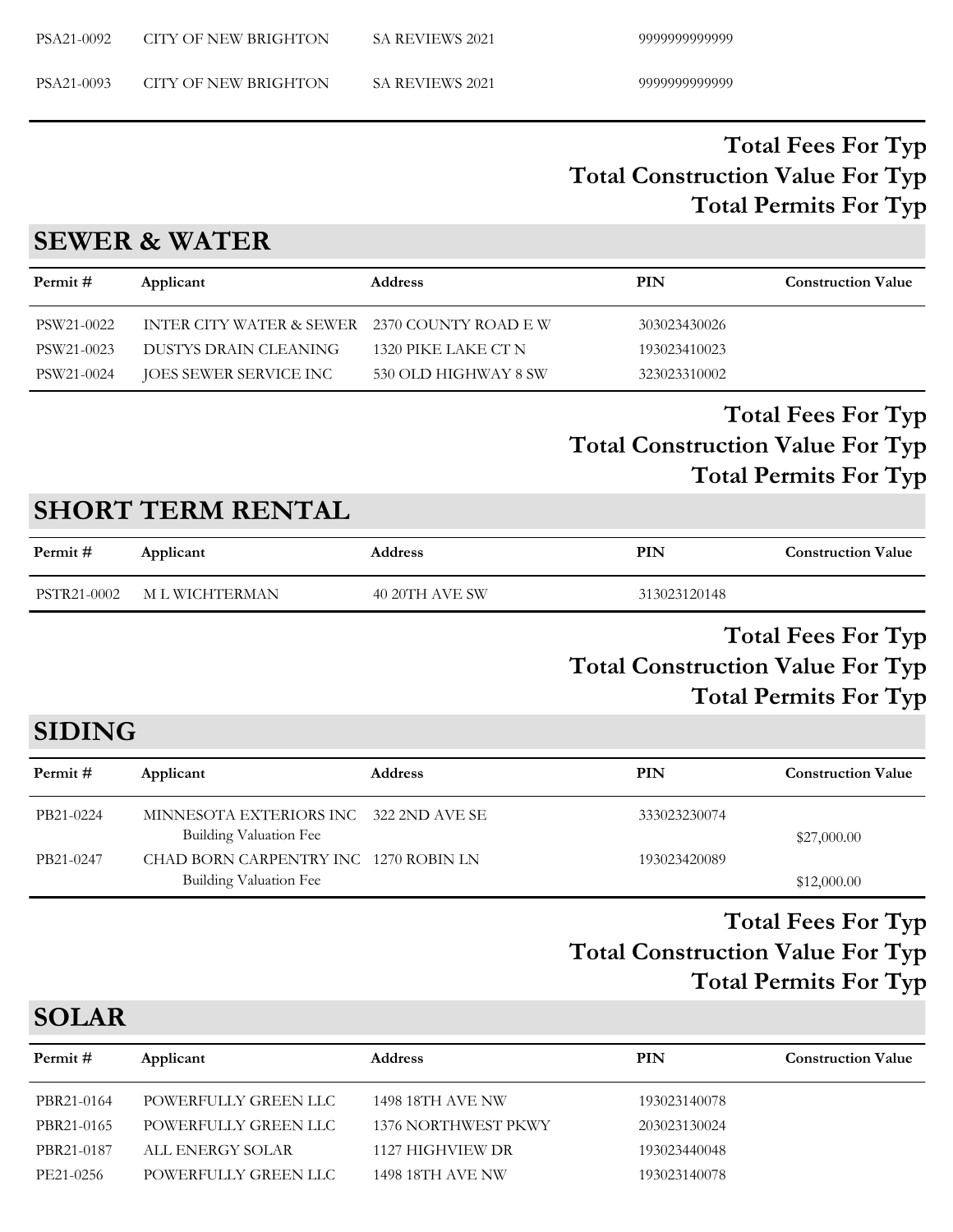| | | | | |
|---|---|---|---|---|
| PSA21-0092 | CITY OF NEW BRIGHTON | SA REVIEWS 2021 | 9999999999999 | |
| PSA21-0093 | CITY OF NEW BRIGHTON | SA REVIEWS 2021 | 9999999999999 | |

**Total Fees For Typ**
**Total Construction Value For Typ**
**Total Permits For Typ**

## SEWER & WATER

| Permit # | Applicant | Address | PIN | Construction Value |
|---|---|---|---|---|
| PSW21-0022 | INTER CITY WATER & SEWER | 2370 COUNTY ROAD E W | 303023430026 | |
| PSW21-0023 | DUSTYS DRAIN CLEANING | 1320 PIKE LAKE CT N | 193023410023 | |
| PSW21-0024 | JOES SEWER SERVICE INC | 530 OLD HIGHWAY 8 SW | 323023310002 | |

**Total Fees For Typ**
**Total Construction Value For Typ**
**Total Permits For Typ**

## SHORT TERM RENTAL

| Permit # | Applicant | Address | PIN | Construction Value |
|---|---|---|---|---|
| PSTR21-0002 | M L WICHTERMAN | 40 20TH AVE SW | 313023120148 | |

**Total Fees For Typ**
**Total Construction Value For Typ**
**Total Permits For Typ**

## SIDING

| Permit # | Applicant | Address | PIN | Construction Value |
|---|---|---|---|---|
| PB21-0224 | MINNESOTA EXTERIORS INC | 322 2ND AVE SE | 333023230074 | |
| | Building Valuation Fee | | | $27,000.00 |
| PB21-0247 | CHAD BORN CARPENTRY INC | 1270 ROBIN LN | 193023420089 | |
| | Building Valuation Fee | | | $12,000.00 |

**Total Fees For Typ**
**Total Construction Value For Typ**
**Total Permits For Typ**

## SOLAR

| Permit # | Applicant | Address | PIN | Construction Value |
|---|---|---|---|---|
| PBR21-0164 | POWERFULLY GREEN LLC | 1498 18TH AVE NW | 193023140078 | |
| PBR21-0165 | POWERFULLY GREEN LLC | 1376 NORTHWEST PKWY | 203023130024 | |
| PBR21-0187 | ALL ENERGY SOLAR | 1127 HIGHVIEW DR | 193023440048 | |
| PE21-0256 | POWERFULLY GREEN LLC | 1498 18TH AVE NW | 193023140078 | |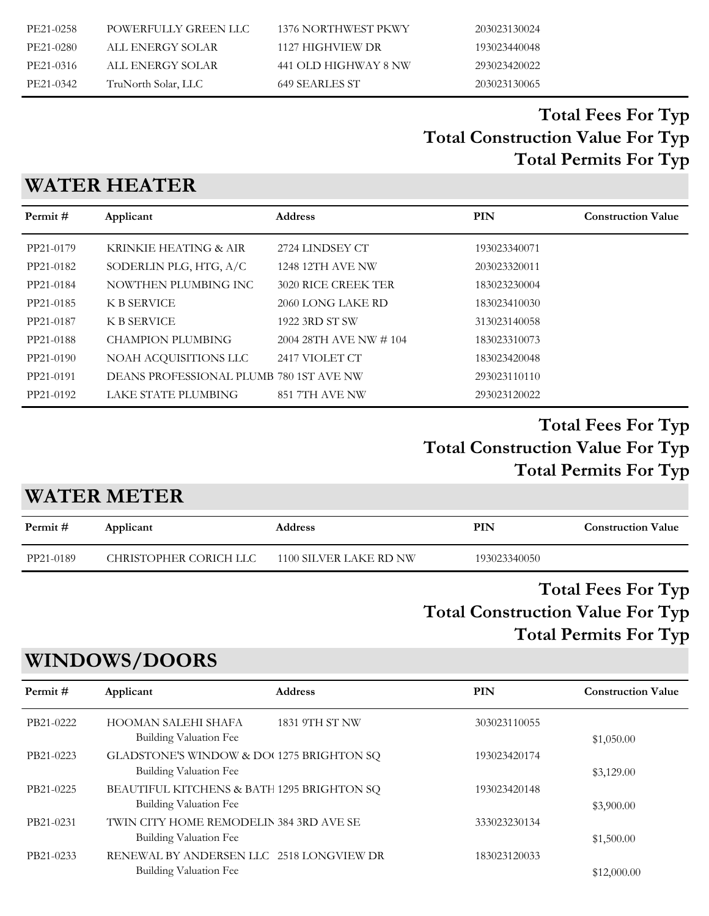| Permit # | Applicant | Address | PIN | Construction Value |
|---|---|---|---|---|
| PE21-0258 | POWERFULLY GREEN LLC | 1376 NORTHWEST PKWY | 203023130024 | |
| PE21-0280 | ALL ENERGY SOLAR | 1127 HIGHVIEW DR | 193023440048 | |
| PE21-0316 | ALL ENERGY SOLAR | 441 OLD HIGHWAY 8 NW | 293023420022 | |
| PE21-0342 | TruNorth Solar, LLC | 649 SEARLES ST | 203023130065 | |

**Total Fees For Typ**
**Total Construction Value For Typ**
**Total Permits For Typ**

## WATER HEATER

| Permit # | Applicant | Address | PIN | Construction Value |
|---|---|---|---|---|
| PP21-0179 | KRINKIE HEATING & AIR | 2724 LINDSEY CT | 193023340071 | |
| PP21-0182 | SODERLIN PLG, HTG, A/C | 1248 12TH AVE NW | 203023320011 | |
| PP21-0184 | NOWTHEN PLUMBING INC | 3020 RICE CREEK TER | 183023230004 | |
| PP21-0185 | K B SERVICE | 2060 LONG LAKE RD | 183023410030 | |
| PP21-0187 | K B SERVICE | 1922 3RD ST SW | 313023140058 | |
| PP21-0188 | CHAMPION PLUMBING | 2004 28TH AVE NW # 104 | 183023310073 | |
| PP21-0190 | NOAH ACQUISITIONS LLC | 2417 VIOLET CT | 183023420048 | |
| PP21-0191 | DEANS PROFESSIONAL PLUMB | 780 1ST AVE NW | 293023110110 | |
| PP21-0192 | LAKE STATE PLUMBING | 851 7TH AVE NW | 293023120022 | |

**Total Fees For Typ**
**Total Construction Value For Typ**
**Total Permits For Typ**

## WATER METER

| Permit # | Applicant | Address | PIN | Construction Value |
|---|---|---|---|---|
| PP21-0189 | CHRISTOPHER CORICH LLC | 1100 SILVER LAKE RD NW | 193023340050 | |

**Total Fees For Typ**
**Total Construction Value For Typ**
**Total Permits For Typ**

## WINDOWS/DOORS

| Permit # | Applicant | Address | PIN | Construction Value |
|---|---|---|---|---|
| PB21-0222 | HOOMAN SALEHI SHAFA | 1831 9TH ST NW | 303023110055 | |
| | Building Valuation Fee | | | $1,050.00 |
| PB21-0223 | GLADSTONE'S WINDOW & DO( | 1275 BRIGHTON SQ | 193023420174 | |
| | Building Valuation Fee | | | $3,129.00 |
| PB21-0225 | BEAUTIFUL KITCHENS & BATH | 1295 BRIGHTON SQ | 193023420148 | |
| | Building Valuation Fee | | | $3,900.00 |
| PB21-0231 | TWIN CITY HOME REMODELIN | 384 3RD AVE SE | 333023230134 | |
| | Building Valuation Fee | | | $1,500.00 |
| PB21-0233 | RENEWAL BY ANDERSEN LLC | 2518 LONGVIEW DR | 183023120033 | |
| | Building Valuation Fee | | | $12,000.00 |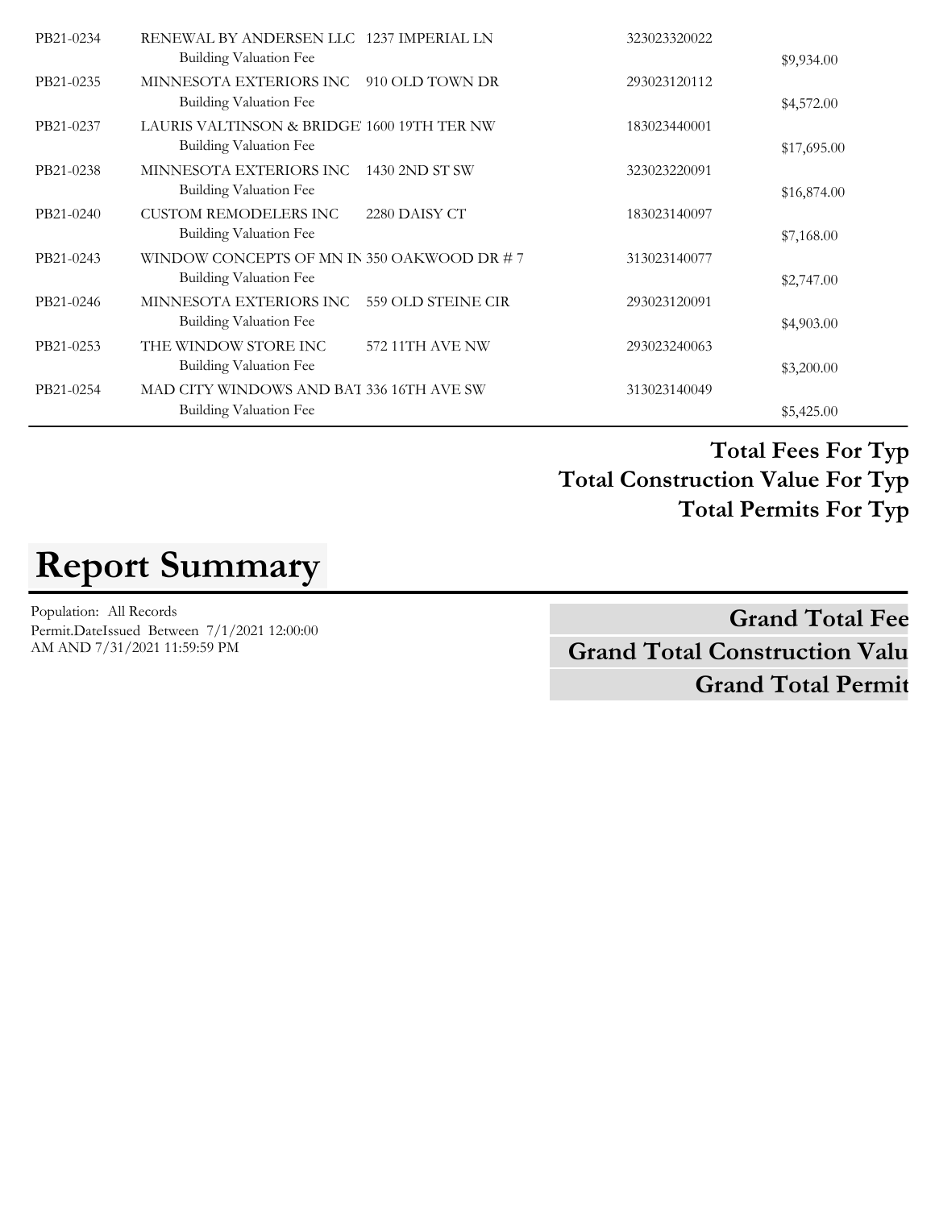| | | | | |
|---|---|---|---|---|
| PB21-0234 | RENEWAL BY ANDERSEN LLC | 1237 IMPERIAL LN | 323023320022 | |
| | Building Valuation Fee | | | $9,934.00 |
| PB21-0235 | MINNESOTA EXTERIORS INC | 910 OLD TOWN DR | 293023120112 | |
| | Building Valuation Fee | | | $4,572.00 |
| PB21-0237 | LAURIS VALTINSON & BRIDGE | 1600 19TH TER NW | 183023440001 | |
| | Building Valuation Fee | | | $17,695.00 |
| PB21-0238 | MINNESOTA EXTERIORS INC | 1430 2ND ST SW | 323023220091 | |
| | Building Valuation Fee | | | $16,874.00 |
| PB21-0240 | CUSTOM REMODELERS INC | 2280 DAISY CT | 183023140097 | |
| | Building Valuation Fee | | | $7,168.00 |
| PB21-0243 | WINDOW CONCEPTS OF MN IN | 350 OAKWOOD DR # 7 | 313023140077 | |
| | Building Valuation Fee | | | $2,747.00 |
| PB21-0246 | MINNESOTA EXTERIORS INC | 559 OLD STEINE CIR | 293023120091 | |
| | Building Valuation Fee | | | $4,903.00 |
| PB21-0253 | THE WINDOW STORE INC | 572 11TH AVE NW | 293023240063 | |
| | Building Valuation Fee | | | $3,200.00 |
| PB21-0254 | MAD CITY WINDOWS AND BAT | 336 16TH AVE SW | 313023140049 | |
| | Building Valuation Fee | | | $5,425.00 |

**Total Fees For Typ**

**Total Construction Value For Typ**

**Total Permits For Typ**

# Report Summary

Population: All Records
Permit.DateIssued Between 7/1/2021 12:00:00 AM AND 7/31/2021 11:59:59 PM

**Grand Total Fee**

**Grand Total Construction Valu**

**Grand Total Permit**